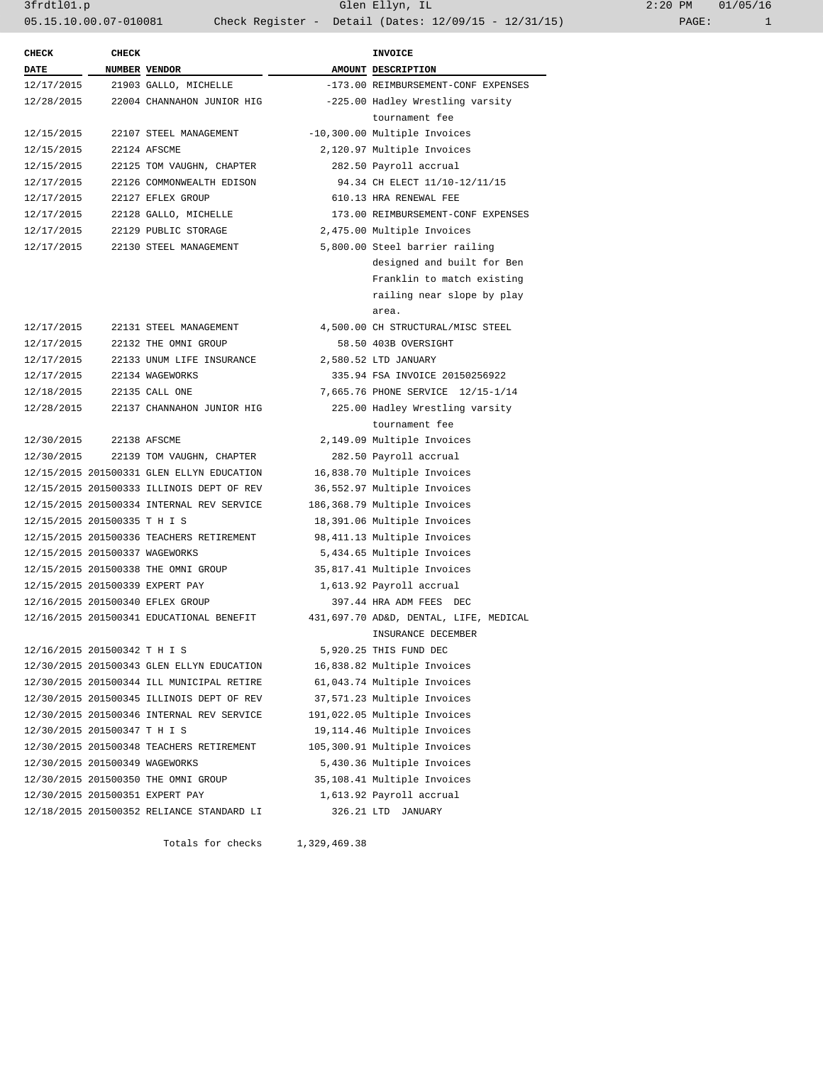Glen Ellyn, IL

Check Register - Detail (Dates: 12/09/15 - 12/31/15)

| CHECK DATE | CHECK NUMBER | VENDOR | AMOUNT | INVOICE DESCRIPTION |
|---|---|---|---|---|
| 12/17/2015 | 21903 | GALLO, MICHELLE | -173.00 | REIMBURSEMENT-CONF EXPENSES |
| 12/28/2015 | 22004 | CHANNAHON JUNIOR HIG | -225.00 | Hadley Wrestling varsity tournament fee |
| 12/15/2015 | 22107 | STEEL MANAGEMENT | -10,300.00 | Multiple Invoices |
| 12/15/2015 | 22124 | AFSCME | 2,120.97 | Multiple Invoices |
| 12/15/2015 | 22125 | TOM VAUGHN, CHAPTER | 282.50 | Payroll accrual |
| 12/17/2015 | 22126 | COMMONWEALTH EDISON | 94.34 | CH ELECT 11/10-12/11/15 |
| 12/17/2015 | 22127 | EFLEX GROUP | 610.13 | HRA RENEWAL FEE |
| 12/17/2015 | 22128 | GALLO, MICHELLE | 173.00 | REIMBURSEMENT-CONF EXPENSES |
| 12/17/2015 | 22129 | PUBLIC STORAGE | 2,475.00 | Multiple Invoices |
| 12/17/2015 | 22130 | STEEL MANAGEMENT | 5,800.00 | Steel barrier railing designed and built for Ben Franklin to match existing railing near slope by play area. |
| 12/17/2015 | 22131 | STEEL MANAGEMENT | 4,500.00 | CH STRUCTURAL/MISC STEEL |
| 12/17/2015 | 22132 | THE OMNI GROUP | 58.50 | 403B OVERSIGHT |
| 12/17/2015 | 22133 | UNUM LIFE INSURANCE | 2,580.52 | LTD JANUARY |
| 12/17/2015 | 22134 | WAGEWORKS | 335.94 | FSA INVOICE 20150256922 |
| 12/18/2015 | 22135 | CALL ONE | 7,665.76 | PHONE SERVICE 12/15-1/14 |
| 12/28/2015 | 22137 | CHANNAHON JUNIOR HIG | 225.00 | Hadley Wrestling varsity tournament fee |
| 12/30/2015 | 22138 | AFSCME | 2,149.09 | Multiple Invoices |
| 12/30/2015 | 22139 | TOM VAUGHN, CHAPTER | 282.50 | Payroll accrual |
| 12/15/2015 | 201500331 | GLEN ELLYN EDUCATION | 16,838.70 | Multiple Invoices |
| 12/15/2015 | 201500333 | ILLINOIS DEPT OF REV | 36,552.97 | Multiple Invoices |
| 12/15/2015 | 201500334 | INTERNAL REV SERVICE | 186,368.79 | Multiple Invoices |
| 12/15/2015 | 201500335 | T H I S | 18,391.06 | Multiple Invoices |
| 12/15/2015 | 201500336 | TEACHERS RETIREMENT | 98,411.13 | Multiple Invoices |
| 12/15/2015 | 201500337 | WAGEWORKS | 5,434.65 | Multiple Invoices |
| 12/15/2015 | 201500338 | THE OMNI GROUP | 35,817.41 | Multiple Invoices |
| 12/15/2015 | 201500339 | EXPERT PAY | 1,613.92 | Payroll accrual |
| 12/16/2015 | 201500340 | EFLEX GROUP | 397.44 | HRA ADM FEES DEC |
| 12/16/2015 | 201500341 | EDUCATIONAL BENEFIT | 431,697.70 | AD&D, DENTAL, LIFE, MEDICAL INSURANCE DECEMBER |
| 12/16/2015 | 201500342 | T H I S | 5,920.25 | THIS FUND DEC |
| 12/30/2015 | 201500343 | GLEN ELLYN EDUCATION | 16,838.82 | Multiple Invoices |
| 12/30/2015 | 201500344 | ILL MUNICIPAL RETIRE | 61,043.74 | Multiple Invoices |
| 12/30/2015 | 201500345 | ILLINOIS DEPT OF REV | 37,571.23 | Multiple Invoices |
| 12/30/2015 | 201500346 | INTERNAL REV SERVICE | 191,022.05 | Multiple Invoices |
| 12/30/2015 | 201500347 | T H I S | 19,114.46 | Multiple Invoices |
| 12/30/2015 | 201500348 | TEACHERS RETIREMENT | 105,300.91 | Multiple Invoices |
| 12/30/2015 | 201500349 | WAGEWORKS | 5,430.36 | Multiple Invoices |
| 12/30/2015 | 201500350 | THE OMNI GROUP | 35,108.41 | Multiple Invoices |
| 12/30/2015 | 201500351 | EXPERT PAY | 1,613.92 | Payroll accrual |
| 12/18/2015 | 201500352 | RELIANCE STANDARD LI | 326.21 | LTD JANUARY |
| | | Totals for checks | 1,329,469.38 | |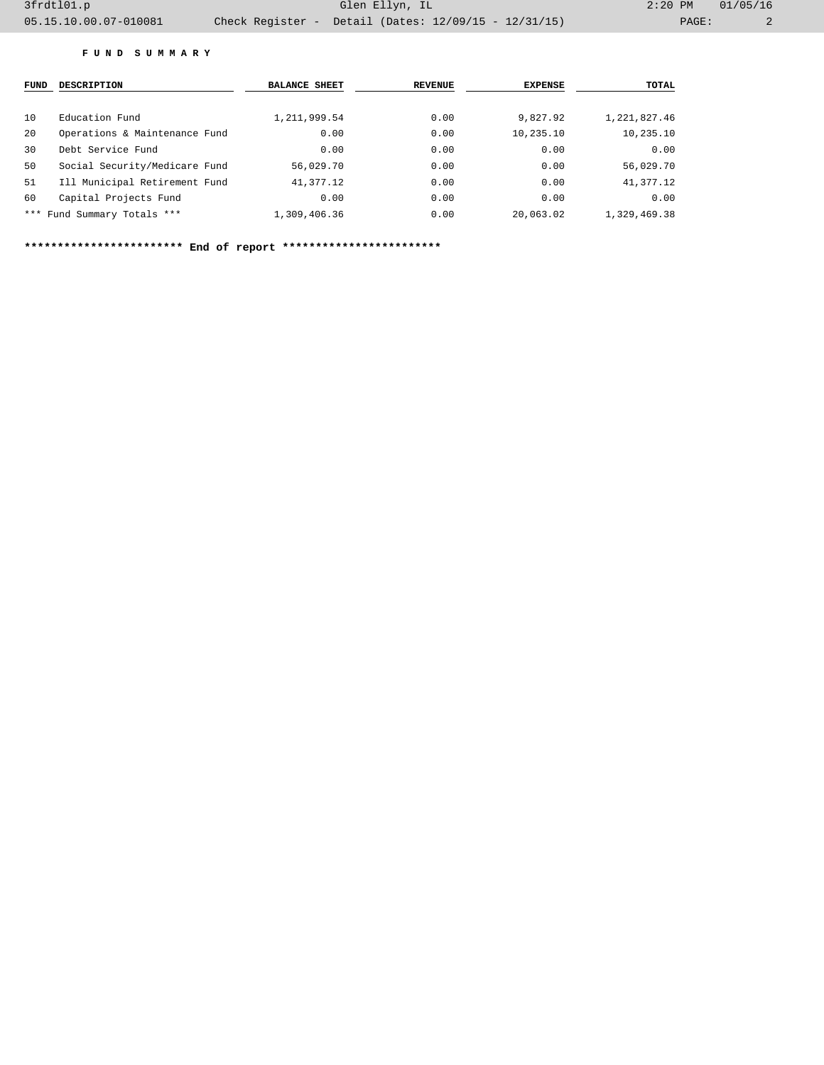**F U N D   S U M M A R Y**

| FUND | DESCRIPTION | BALANCE SHEET | REVENUE | EXPENSE | TOTAL |
|---|---|---|---|---|---|
| 10 | Education Fund | 1,211,999.54 | 0.00 | 9,827.92 | 1,221,827.46 |
| 20 | Operations & Maintenance Fund | 0.00 | 0.00 | 10,235.10 | 10,235.10 |
| 30 | Debt Service Fund | 0.00 | 0.00 | 0.00 | 0.00 |
| 50 | Social Security/Medicare Fund | 56,029.70 | 0.00 | 0.00 | 56,029.70 |
| 51 | Ill Municipal Retirement Fund | 41,377.12 | 0.00 | 0.00 | 41,377.12 |
| 60 | Capital Projects Fund | 0.00 | 0.00 | 0.00 | 0.00 |
| *** Fund Summary Totals *** | | 1,309,406.36 | 0.00 | 20,063.02 | 1,329,469.38 |

************************ **End of report** ************************